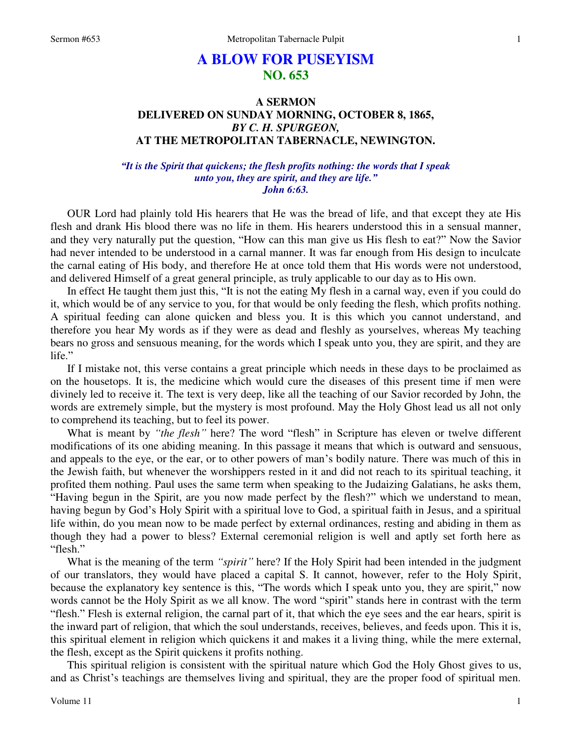# A BLOW FOR PUSEYISM
## NO. 653

### A SERMON
### DELIVERED ON SUNDAY MORNING, OCTOBER 8, 1865,
### *BY C. H. SPURGEON,*
### AT THE METROPOLITAN TABERNACLE, NEWINGTON.

***"It is the Spirit that quickens; the flesh profits nothing: the words that I speak unto you, they are spirit, and they are life."***
***John 6:63.***

OUR Lord had plainly told His hearers that He was the bread of life, and that except they ate His flesh and drank His blood there was no life in them. His hearers understood this in a sensual manner, and they very naturally put the question, "How can this man give us His flesh to eat?" Now the Savior had never intended to be understood in a carnal manner. It was far enough from His design to inculcate the carnal eating of His body, and therefore He at once told them that His words were not understood, and delivered Himself of a great general principle, as truly applicable to our day as to His own.

In effect He taught them just this, "It is not the eating My flesh in a carnal way, even if you could do it, which would be of any service to you, for that would be only feeding the flesh, which profits nothing. A spiritual feeding can alone quicken and bless you. It is this which you cannot understand, and therefore you hear My words as if they were as dead and fleshly as yourselves, whereas My teaching bears no gross and sensuous meaning, for the words which I speak unto you, they are spirit, and they are life."

If I mistake not, this verse contains a great principle which needs in these days to be proclaimed as on the housetops. It is, the medicine which would cure the diseases of this present time if men were divinely led to receive it. The text is very deep, like all the teaching of our Savior recorded by John, the words are extremely simple, but the mystery is most profound. May the Holy Ghost lead us all not only to comprehend its teaching, but to feel its power.

What is meant by *"the flesh"* here? The word "flesh" in Scripture has eleven or twelve different modifications of its one abiding meaning. In this passage it means that which is outward and sensuous, and appeals to the eye, or the ear, or to other powers of man's bodily nature. There was much of this in the Jewish faith, but whenever the worshippers rested in it and did not reach to its spiritual teaching, it profited them nothing. Paul uses the same term when speaking to the Judaizing Galatians, he asks them, "Having begun in the Spirit, are you now made perfect by the flesh?" which we understand to mean, having begun by God's Holy Spirit with a spiritual love to God, a spiritual faith in Jesus, and a spiritual life within, do you mean now to be made perfect by external ordinances, resting and abiding in them as though they had a power to bless? External ceremonial religion is well and aptly set forth here as "flesh."

What is the meaning of the term *"spirit"* here? If the Holy Spirit had been intended in the judgment of our translators, they would have placed a capital S. It cannot, however, refer to the Holy Spirit, because the explanatory key sentence is this, "The words which I speak unto you, they are spirit," now words cannot be the Holy Spirit as we all know. The word "spirit" stands here in contrast with the term "flesh." Flesh is external religion, the carnal part of it, that which the eye sees and the ear hears, spirit is the inward part of religion, that which the soul understands, receives, believes, and feeds upon. This it is, this spiritual element in religion which quickens it and makes it a living thing, while the mere external, the flesh, except as the Spirit quickens it profits nothing.

This spiritual religion is consistent with the spiritual nature which God the Holy Ghost gives to us, and as Christ's teachings are themselves living and spiritual, they are the proper food of spiritual men.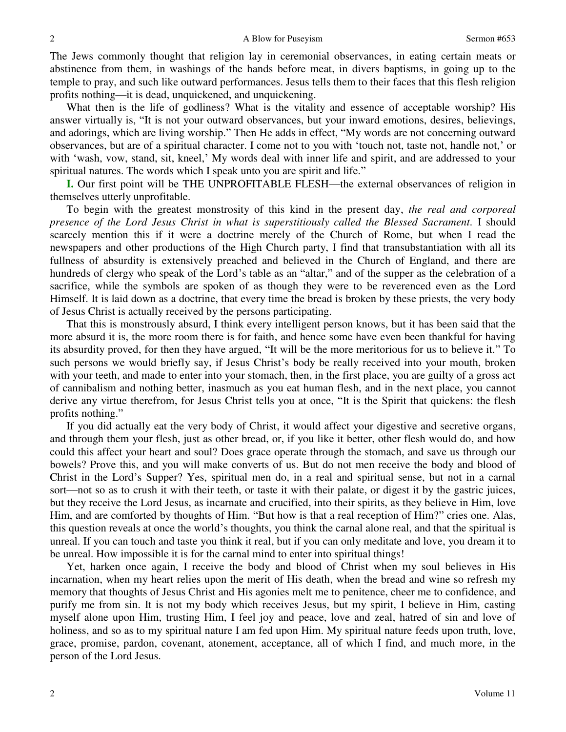The Jews commonly thought that religion lay in ceremonial observances, in eating certain meats or abstinence from them, in washings of the hands before meat, in divers baptisms, in going up to the temple to pray, and such like outward performances. Jesus tells them to their faces that this flesh religion profits nothing—it is dead, unquickened, and unquickening.

What then is the life of godliness? What is the vitality and essence of acceptable worship? His answer virtually is, "It is not your outward observances, but your inward emotions, desires, believings, and adorings, which are living worship." Then He adds in effect, "My words are not concerning outward observances, but are of a spiritual character. I come not to you with 'touch not, taste not, handle not,' or with 'wash, vow, stand, sit, kneel,' My words deal with inner life and spirit, and are addressed to your spiritual natures. The words which I speak unto you are spirit and life."

**I.** Our first point will be THE UNPROFITABLE FLESH—the external observances of religion in themselves utterly unprofitable.

To begin with the greatest monstrosity of this kind in the present day, *the real and corporeal presence of the Lord Jesus Christ in what is superstitiously called the Blessed Sacrament*. I should scarcely mention this if it were a doctrine merely of the Church of Rome, but when I read the newspapers and other productions of the High Church party, I find that transubstantiation with all its fullness of absurdity is extensively preached and believed in the Church of England, and there are hundreds of clergy who speak of the Lord's table as an "altar," and of the supper as the celebration of a sacrifice, while the symbols are spoken of as though they were to be reverenced even as the Lord Himself. It is laid down as a doctrine, that every time the bread is broken by these priests, the very body of Jesus Christ is actually received by the persons participating.

That this is monstrously absurd, I think every intelligent person knows, but it has been said that the more absurd it is, the more room there is for faith, and hence some have even been thankful for having its absurdity proved, for then they have argued, "It will be the more meritorious for us to believe it." To such persons we would briefly say, if Jesus Christ's body be really received into your mouth, broken with your teeth, and made to enter into your stomach, then, in the first place, you are guilty of a gross act of cannibalism and nothing better, inasmuch as you eat human flesh, and in the next place, you cannot derive any virtue therefrom, for Jesus Christ tells you at once, "It is the Spirit that quickens: the flesh profits nothing."

If you did actually eat the very body of Christ, it would affect your digestive and secretive organs, and through them your flesh, just as other bread, or, if you like it better, other flesh would do, and how could this affect your heart and soul? Does grace operate through the stomach, and save us through our bowels? Prove this, and you will make converts of us. But do not men receive the body and blood of Christ in the Lord's Supper? Yes, spiritual men do, in a real and spiritual sense, but not in a carnal sort—not so as to crush it with their teeth, or taste it with their palate, or digest it by the gastric juices, but they receive the Lord Jesus, as incarnate and crucified, into their spirits, as they believe in Him, love Him, and are comforted by thoughts of Him. "But how is that a real reception of Him?" cries one. Alas, this question reveals at once the world's thoughts, you think the carnal alone real, and that the spiritual is unreal. If you can touch and taste you think it real, but if you can only meditate and love, you dream it to be unreal. How impossible it is for the carnal mind to enter into spiritual things!

Yet, harken once again, I receive the body and blood of Christ when my soul believes in His incarnation, when my heart relies upon the merit of His death, when the bread and wine so refresh my memory that thoughts of Jesus Christ and His agonies melt me to penitence, cheer me to confidence, and purify me from sin. It is not my body which receives Jesus, but my spirit, I believe in Him, casting myself alone upon Him, trusting Him, I feel joy and peace, love and zeal, hatred of sin and love of holiness, and so as to my spiritual nature I am fed upon Him. My spiritual nature feeds upon truth, love, grace, promise, pardon, covenant, atonement, acceptance, all of which I find, and much more, in the person of the Lord Jesus.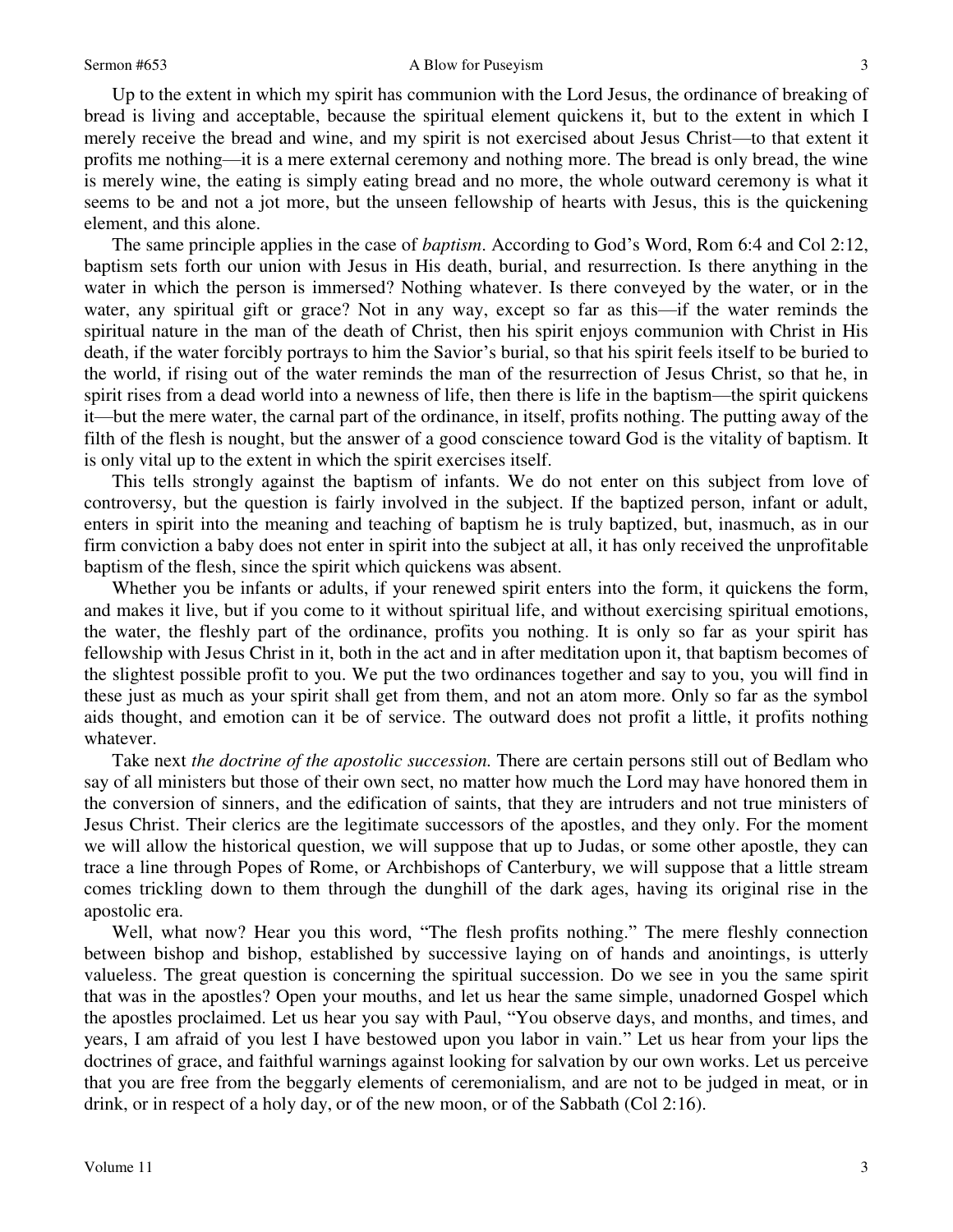Up to the extent in which my spirit has communion with the Lord Jesus, the ordinance of breaking of bread is living and acceptable, because the spiritual element quickens it, but to the extent in which I merely receive the bread and wine, and my spirit is not exercised about Jesus Christ—to that extent it profits me nothing—it is a mere external ceremony and nothing more. The bread is only bread, the wine is merely wine, the eating is simply eating bread and no more, the whole outward ceremony is what it seems to be and not a jot more, but the unseen fellowship of hearts with Jesus, this is the quickening element, and this alone.

The same principle applies in the case of *baptism*. According to God's Word, Rom 6:4 and Col 2:12, baptism sets forth our union with Jesus in His death, burial, and resurrection. Is there anything in the water in which the person is immersed? Nothing whatever. Is there conveyed by the water, or in the water, any spiritual gift or grace? Not in any way, except so far as this—if the water reminds the spiritual nature in the man of the death of Christ, then his spirit enjoys communion with Christ in His death, if the water forcibly portrays to him the Savior's burial, so that his spirit feels itself to be buried to the world, if rising out of the water reminds the man of the resurrection of Jesus Christ, so that he, in spirit rises from a dead world into a newness of life, then there is life in the baptism—the spirit quickens it—but the mere water, the carnal part of the ordinance, in itself, profits nothing. The putting away of the filth of the flesh is nought, but the answer of a good conscience toward God is the vitality of baptism. It is only vital up to the extent in which the spirit exercises itself.

This tells strongly against the baptism of infants. We do not enter on this subject from love of controversy, but the question is fairly involved in the subject. If the baptized person, infant or adult, enters in spirit into the meaning and teaching of baptism he is truly baptized, but, inasmuch, as in our firm conviction a baby does not enter in spirit into the subject at all, it has only received the unprofitable baptism of the flesh, since the spirit which quickens was absent.

Whether you be infants or adults, if your renewed spirit enters into the form, it quickens the form, and makes it live, but if you come to it without spiritual life, and without exercising spiritual emotions, the water, the fleshly part of the ordinance, profits you nothing. It is only so far as your spirit has fellowship with Jesus Christ in it, both in the act and in after meditation upon it, that baptism becomes of the slightest possible profit to you. We put the two ordinances together and say to you, you will find in these just as much as your spirit shall get from them, and not an atom more. Only so far as the symbol aids thought, and emotion can it be of service. The outward does not profit a little, it profits nothing whatever.

Take next *the doctrine of the apostolic succession.* There are certain persons still out of Bedlam who say of all ministers but those of their own sect, no matter how much the Lord may have honored them in the conversion of sinners, and the edification of saints, that they are intruders and not true ministers of Jesus Christ. Their clerics are the legitimate successors of the apostles, and they only. For the moment we will allow the historical question, we will suppose that up to Judas, or some other apostle, they can trace a line through Popes of Rome, or Archbishops of Canterbury, we will suppose that a little stream comes trickling down to them through the dunghill of the dark ages, having its original rise in the apostolic era.

Well, what now? Hear you this word, "The flesh profits nothing." The mere fleshly connection between bishop and bishop, established by successive laying on of hands and anointings, is utterly valueless. The great question is concerning the spiritual succession. Do we see in you the same spirit that was in the apostles? Open your mouths, and let us hear the same simple, unadorned Gospel which the apostles proclaimed. Let us hear you say with Paul, "You observe days, and months, and times, and years, I am afraid of you lest I have bestowed upon you labor in vain." Let us hear from your lips the doctrines of grace, and faithful warnings against looking for salvation by our own works. Let us perceive that you are free from the beggarly elements of ceremonialism, and are not to be judged in meat, or in drink, or in respect of a holy day, or of the new moon, or of the Sabbath (Col 2:16).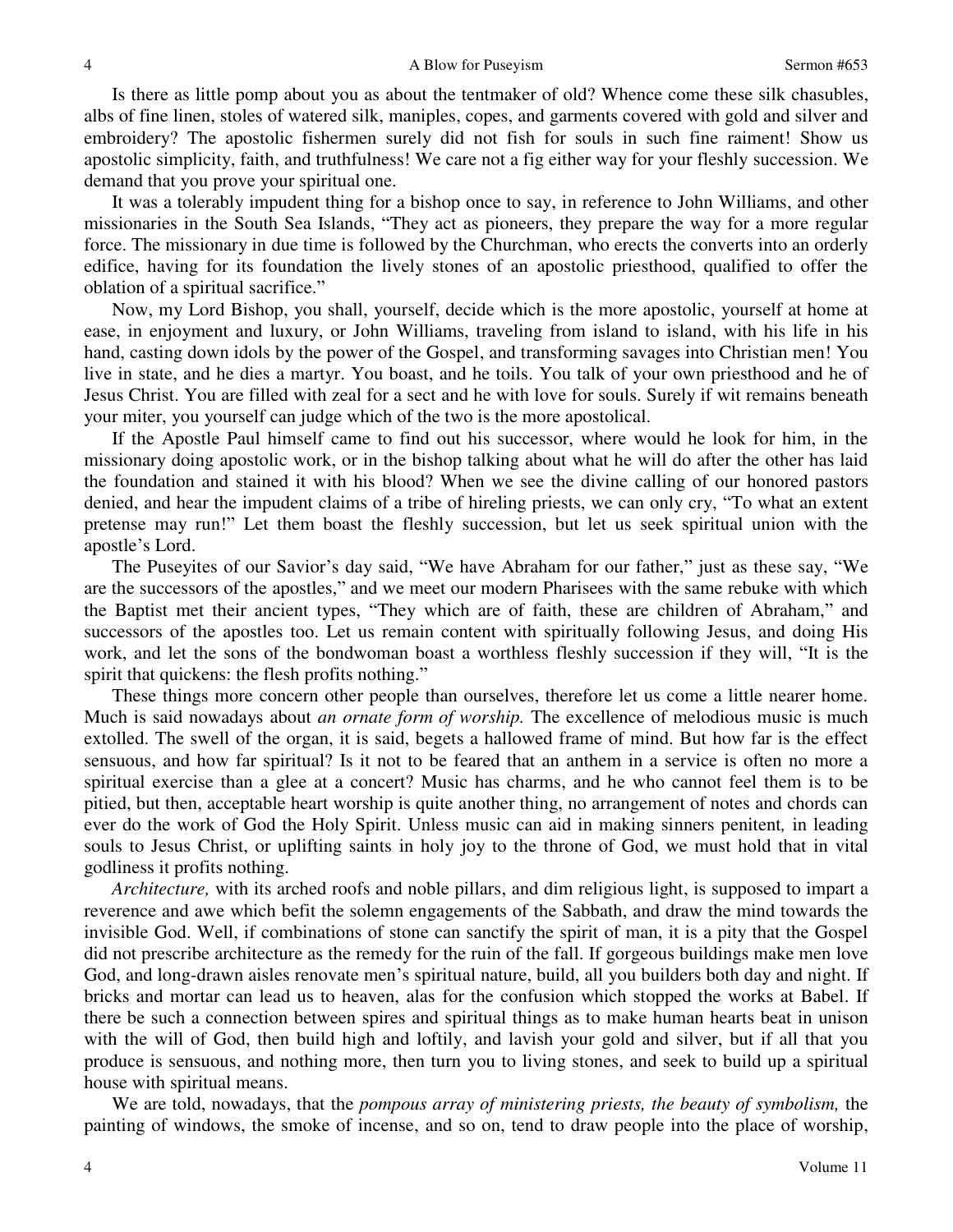Is there as little pomp about you as about the tentmaker of old? Whence come these silk chasubles, albs of fine linen, stoles of watered silk, maniples, copes, and garments covered with gold and silver and embroidery? The apostolic fishermen surely did not fish for souls in such fine raiment! Show us apostolic simplicity, faith, and truthfulness! We care not a fig either way for your fleshly succession. We demand that you prove your spiritual one.

It was a tolerably impudent thing for a bishop once to say, in reference to John Williams, and other missionaries in the South Sea Islands, "They act as pioneers, they prepare the way for a more regular force. The missionary in due time is followed by the Churchman, who erects the converts into an orderly edifice, having for its foundation the lively stones of an apostolic priesthood, qualified to offer the oblation of a spiritual sacrifice."

Now, my Lord Bishop, you shall, yourself, decide which is the more apostolic, yourself at home at ease, in enjoyment and luxury, or John Williams, traveling from island to island, with his life in his hand, casting down idols by the power of the Gospel, and transforming savages into Christian men! You live in state, and he dies a martyr. You boast, and he toils. You talk of your own priesthood and he of Jesus Christ. You are filled with zeal for a sect and he with love for souls. Surely if wit remains beneath your miter, you yourself can judge which of the two is the more apostolical.

If the Apostle Paul himself came to find out his successor, where would he look for him, in the missionary doing apostolic work, or in the bishop talking about what he will do after the other has laid the foundation and stained it with his blood? When we see the divine calling of our honored pastors denied, and hear the impudent claims of a tribe of hireling priests, we can only cry, "To what an extent pretense may run!" Let them boast the fleshly succession, but let us seek spiritual union with the apostle's Lord.

The Puseyites of our Savior's day said, "We have Abraham for our father," just as these say, "We are the successors of the apostles," and we meet our modern Pharisees with the same rebuke with which the Baptist met their ancient types, "They which are of faith, these are children of Abraham," and successors of the apostles too. Let us remain content with spiritually following Jesus, and doing His work, and let the sons of the bondwoman boast a worthless fleshly succession if they will, "It is the spirit that quickens: the flesh profits nothing."

These things more concern other people than ourselves, therefore let us come a little nearer home. Much is said nowadays about *an ornate form of worship.* The excellence of melodious music is much extolled. The swell of the organ, it is said, begets a hallowed frame of mind. But how far is the effect sensuous, and how far spiritual? Is it not to be feared that an anthem in a service is often no more a spiritual exercise than a glee at a concert? Music has charms, and he who cannot feel them is to be pitied, but then, acceptable heart worship is quite another thing, no arrangement of notes and chords can ever do the work of God the Holy Spirit. Unless music can aid in making sinners penitent*,* in leading souls to Jesus Christ, or uplifting saints in holy joy to the throne of God, we must hold that in vital godliness it profits nothing.

*Architecture,* with its arched roofs and noble pillars, and dim religious light, is supposed to impart a reverence and awe which befit the solemn engagements of the Sabbath, and draw the mind towards the invisible God. Well, if combinations of stone can sanctify the spirit of man, it is a pity that the Gospel did not prescribe architecture as the remedy for the ruin of the fall. If gorgeous buildings make men love God, and long-drawn aisles renovate men's spiritual nature, build, all you builders both day and night. If bricks and mortar can lead us to heaven, alas for the confusion which stopped the works at Babel. If there be such a connection between spires and spiritual things as to make human hearts beat in unison with the will of God, then build high and loftily, and lavish your gold and silver, but if all that you produce is sensuous, and nothing more, then turn you to living stones, and seek to build up a spiritual house with spiritual means.

We are told, nowadays, that the *pompous array of ministering priests, the beauty of symbolism,* the painting of windows, the smoke of incense, and so on, tend to draw people into the place of worship,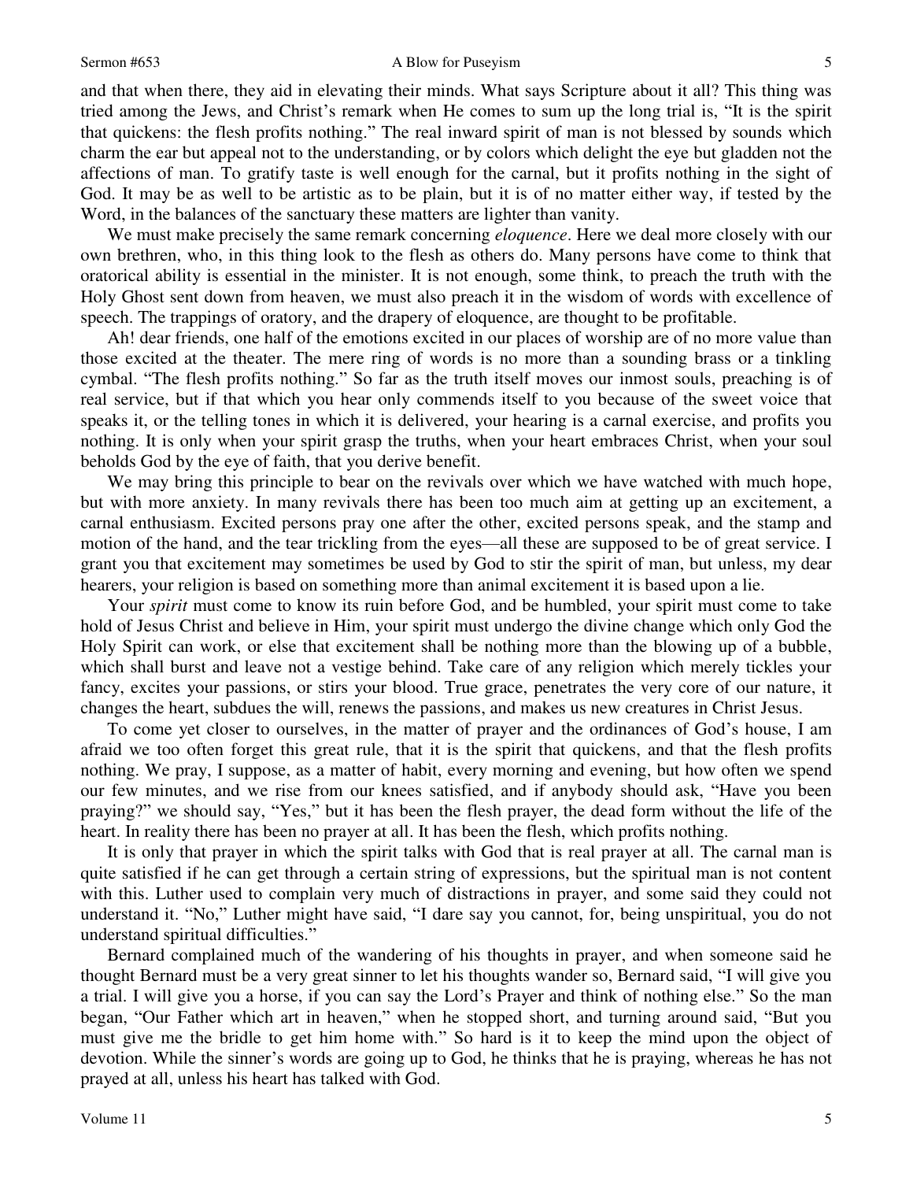and that when there, they aid in elevating their minds. What says Scripture about it all? This thing was tried among the Jews, and Christ's remark when He comes to sum up the long trial is, "It is the spirit that quickens: the flesh profits nothing." The real inward spirit of man is not blessed by sounds which charm the ear but appeal not to the understanding, or by colors which delight the eye but gladden not the affections of man. To gratify taste is well enough for the carnal, but it profits nothing in the sight of God. It may be as well to be artistic as to be plain, but it is of no matter either way, if tested by the Word, in the balances of the sanctuary these matters are lighter than vanity.

We must make precisely the same remark concerning *eloquence*. Here we deal more closely with our own brethren, who, in this thing look to the flesh as others do. Many persons have come to think that oratorical ability is essential in the minister. It is not enough, some think, to preach the truth with the Holy Ghost sent down from heaven, we must also preach it in the wisdom of words with excellence of speech. The trappings of oratory, and the drapery of eloquence, are thought to be profitable.

Ah! dear friends, one half of the emotions excited in our places of worship are of no more value than those excited at the theater. The mere ring of words is no more than a sounding brass or a tinkling cymbal. "The flesh profits nothing." So far as the truth itself moves our inmost souls, preaching is of real service, but if that which you hear only commends itself to you because of the sweet voice that speaks it, or the telling tones in which it is delivered, your hearing is a carnal exercise, and profits you nothing. It is only when your spirit grasp the truths, when your heart embraces Christ, when your soul beholds God by the eye of faith, that you derive benefit.

We may bring this principle to bear on the revivals over which we have watched with much hope, but with more anxiety. In many revivals there has been too much aim at getting up an excitement, a carnal enthusiasm. Excited persons pray one after the other, excited persons speak, and the stamp and motion of the hand, and the tear trickling from the eyes—all these are supposed to be of great service. I grant you that excitement may sometimes be used by God to stir the spirit of man, but unless, my dear hearers, your religion is based on something more than animal excitement it is based upon a lie.

Your *spirit* must come to know its ruin before God, and be humbled, your spirit must come to take hold of Jesus Christ and believe in Him, your spirit must undergo the divine change which only God the Holy Spirit can work, or else that excitement shall be nothing more than the blowing up of a bubble, which shall burst and leave not a vestige behind. Take care of any religion which merely tickles your fancy, excites your passions, or stirs your blood. True grace, penetrates the very core of our nature, it changes the heart, subdues the will, renews the passions, and makes us new creatures in Christ Jesus.

To come yet closer to ourselves, in the matter of prayer and the ordinances of God's house, I am afraid we too often forget this great rule, that it is the spirit that quickens, and that the flesh profits nothing. We pray, I suppose, as a matter of habit, every morning and evening, but how often we spend our few minutes, and we rise from our knees satisfied, and if anybody should ask, "Have you been praying?" we should say, "Yes," but it has been the flesh prayer, the dead form without the life of the heart. In reality there has been no prayer at all. It has been the flesh, which profits nothing.

It is only that prayer in which the spirit talks with God that is real prayer at all. The carnal man is quite satisfied if he can get through a certain string of expressions, but the spiritual man is not content with this. Luther used to complain very much of distractions in prayer, and some said they could not understand it. "No," Luther might have said, "I dare say you cannot, for, being unspiritual, you do not understand spiritual difficulties."

Bernard complained much of the wandering of his thoughts in prayer, and when someone said he thought Bernard must be a very great sinner to let his thoughts wander so, Bernard said, "I will give you a trial. I will give you a horse, if you can say the Lord's Prayer and think of nothing else." So the man began, "Our Father which art in heaven," when he stopped short, and turning around said, "But you must give me the bridle to get him home with." So hard is it to keep the mind upon the object of devotion. While the sinner's words are going up to God, he thinks that he is praying, whereas he has not prayed at all, unless his heart has talked with God.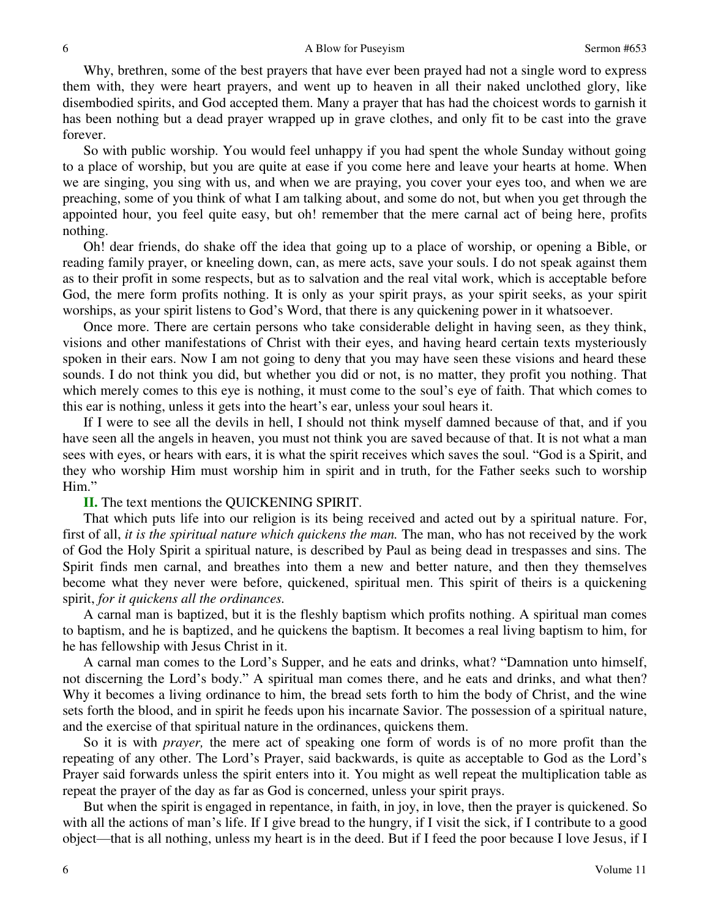Why, brethren, some of the best prayers that have ever been prayed had not a single word to express them with, they were heart prayers, and went up to heaven in all their naked unclothed glory, like disembodied spirits, and God accepted them. Many a prayer that has had the choicest words to garnish it has been nothing but a dead prayer wrapped up in grave clothes, and only fit to be cast into the grave forever.

So with public worship. You would feel unhappy if you had spent the whole Sunday without going to a place of worship, but you are quite at ease if you come here and leave your hearts at home. When we are singing, you sing with us, and when we are praying, you cover your eyes too, and when we are preaching, some of you think of what I am talking about, and some do not, but when you get through the appointed hour, you feel quite easy, but oh! remember that the mere carnal act of being here, profits nothing.

Oh! dear friends, do shake off the idea that going up to a place of worship, or opening a Bible, or reading family prayer, or kneeling down, can, as mere acts, save your souls. I do not speak against them as to their profit in some respects, but as to salvation and the real vital work, which is acceptable before God, the mere form profits nothing. It is only as your spirit prays, as your spirit seeks, as your spirit worships, as your spirit listens to God's Word, that there is any quickening power in it whatsoever.

Once more. There are certain persons who take considerable delight in having seen, as they think, visions and other manifestations of Christ with their eyes, and having heard certain texts mysteriously spoken in their ears. Now I am not going to deny that you may have seen these visions and heard these sounds. I do not think you did, but whether you did or not, is no matter, they profit you nothing. That which merely comes to this eye is nothing, it must come to the soul's eye of faith. That which comes to this ear is nothing, unless it gets into the heart's ear, unless your soul hears it.

If I were to see all the devils in hell, I should not think myself damned because of that, and if you have seen all the angels in heaven, you must not think you are saved because of that. It is not what a man sees with eyes, or hears with ears, it is what the spirit receives which saves the soul. "God is a Spirit, and they who worship Him must worship him in spirit and in truth, for the Father seeks such to worship Him."

**II.** The text mentions the QUICKENING SPIRIT.

That which puts life into our religion is its being received and acted out by a spiritual nature. For, first of all, *it is the spiritual nature which quickens the man.* The man, who has not received by the work of God the Holy Spirit a spiritual nature, is described by Paul as being dead in trespasses and sins. The Spirit finds men carnal, and breathes into them a new and better nature, and then they themselves become what they never were before, quickened, spiritual men. This spirit of theirs is a quickening spirit, *for it quickens all the ordinances.*

A carnal man is baptized, but it is the fleshly baptism which profits nothing. A spiritual man comes to baptism, and he is baptized, and he quickens the baptism. It becomes a real living baptism to him, for he has fellowship with Jesus Christ in it.

A carnal man comes to the Lord's Supper, and he eats and drinks, what? "Damnation unto himself, not discerning the Lord's body." A spiritual man comes there, and he eats and drinks, and what then? Why it becomes a living ordinance to him, the bread sets forth to him the body of Christ, and the wine sets forth the blood, and in spirit he feeds upon his incarnate Savior. The possession of a spiritual nature, and the exercise of that spiritual nature in the ordinances, quickens them.

So it is with *prayer,* the mere act of speaking one form of words is of no more profit than the repeating of any other. The Lord's Prayer, said backwards, is quite as acceptable to God as the Lord's Prayer said forwards unless the spirit enters into it. You might as well repeat the multiplication table as repeat the prayer of the day as far as God is concerned, unless your spirit prays.

But when the spirit is engaged in repentance, in faith, in joy, in love, then the prayer is quickened. So with all the actions of man's life. If I give bread to the hungry, if I visit the sick, if I contribute to a good object—that is all nothing, unless my heart is in the deed. But if I feed the poor because I love Jesus, if I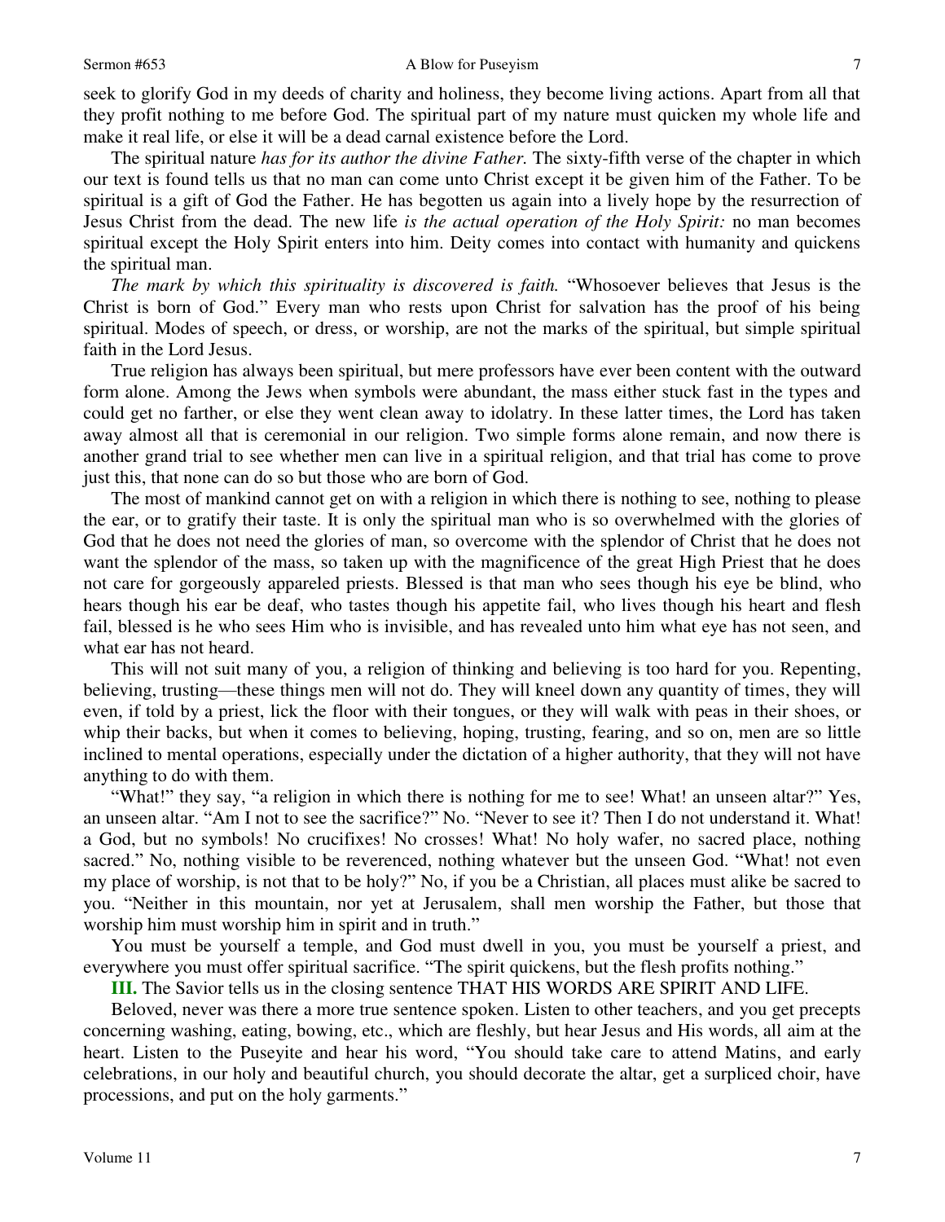seek to glorify God in my deeds of charity and holiness, they become living actions. Apart from all that they profit nothing to me before God. The spiritual part of my nature must quicken my whole life and make it real life, or else it will be a dead carnal existence before the Lord.

The spiritual nature *has for its author the divine Father.* The sixty-fifth verse of the chapter in which our text is found tells us that no man can come unto Christ except it be given him of the Father. To be spiritual is a gift of God the Father. He has begotten us again into a lively hope by the resurrection of Jesus Christ from the dead. The new life *is the actual operation of the Holy Spirit:* no man becomes spiritual except the Holy Spirit enters into him. Deity comes into contact with humanity and quickens the spiritual man.

*The mark by which this spirituality is discovered is faith.* "Whosoever believes that Jesus is the Christ is born of God." Every man who rests upon Christ for salvation has the proof of his being spiritual. Modes of speech, or dress, or worship, are not the marks of the spiritual, but simple spiritual faith in the Lord Jesus.

True religion has always been spiritual, but mere professors have ever been content with the outward form alone. Among the Jews when symbols were abundant, the mass either stuck fast in the types and could get no farther, or else they went clean away to idolatry. In these latter times, the Lord has taken away almost all that is ceremonial in our religion. Two simple forms alone remain, and now there is another grand trial to see whether men can live in a spiritual religion, and that trial has come to prove just this, that none can do so but those who are born of God.

The most of mankind cannot get on with a religion in which there is nothing to see, nothing to please the ear, or to gratify their taste. It is only the spiritual man who is so overwhelmed with the glories of God that he does not need the glories of man, so overcome with the splendor of Christ that he does not want the splendor of the mass, so taken up with the magnificence of the great High Priest that he does not care for gorgeously appareled priests. Blessed is that man who sees though his eye be blind, who hears though his ear be deaf, who tastes though his appetite fail, who lives though his heart and flesh fail, blessed is he who sees Him who is invisible, and has revealed unto him what eye has not seen, and what ear has not heard.

This will not suit many of you, a religion of thinking and believing is too hard for you. Repenting, believing, trusting—these things men will not do. They will kneel down any quantity of times, they will even, if told by a priest, lick the floor with their tongues, or they will walk with peas in their shoes, or whip their backs, but when it comes to believing, hoping, trusting, fearing, and so on, men are so little inclined to mental operations, especially under the dictation of a higher authority, that they will not have anything to do with them.

"What!" they say, "a religion in which there is nothing for me to see! What! an unseen altar?" Yes, an unseen altar. "Am I not to see the sacrifice?" No. "Never to see it? Then I do not understand it. What! a God, but no symbols! No crucifixes! No crosses! What! No holy wafer, no sacred place, nothing sacred." No, nothing visible to be reverenced, nothing whatever but the unseen God. "What! not even my place of worship, is not that to be holy?" No, if you be a Christian, all places must alike be sacred to you. "Neither in this mountain, nor yet at Jerusalem, shall men worship the Father, but those that worship him must worship him in spirit and in truth."

You must be yourself a temple, and God must dwell in you, you must be yourself a priest, and everywhere you must offer spiritual sacrifice. "The spirit quickens, but the flesh profits nothing."

**III.** The Savior tells us in the closing sentence THAT HIS WORDS ARE SPIRIT AND LIFE.

Beloved, never was there a more true sentence spoken. Listen to other teachers, and you get precepts concerning washing, eating, bowing, etc., which are fleshly, but hear Jesus and His words, all aim at the heart. Listen to the Puseyite and hear his word, "You should take care to attend Matins, and early celebrations, in our holy and beautiful church, you should decorate the altar, get a surpliced choir, have processions, and put on the holy garments."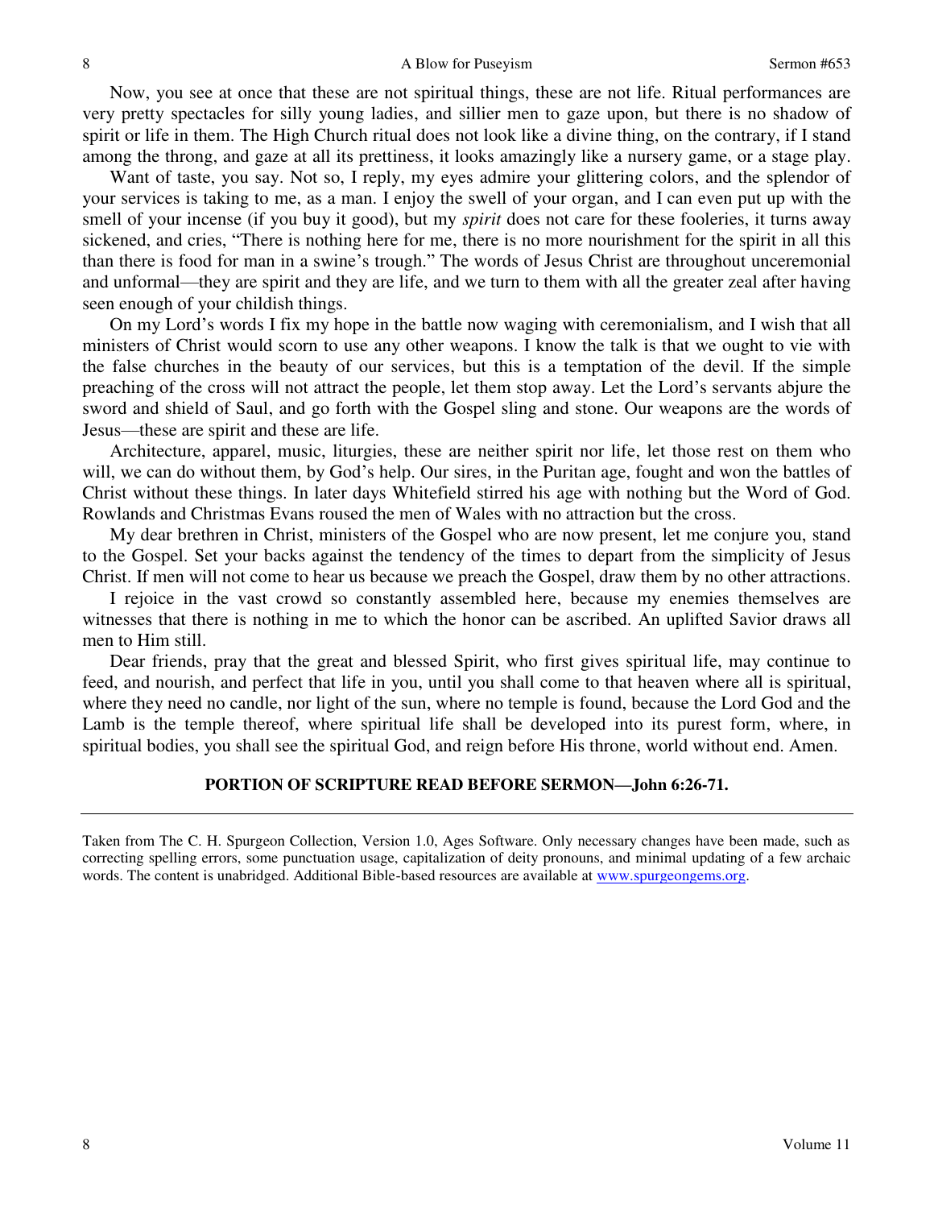Now, you see at once that these are not spiritual things, these are not life. Ritual performances are very pretty spectacles for silly young ladies, and sillier men to gaze upon, but there is no shadow of spirit or life in them. The High Church ritual does not look like a divine thing, on the contrary, if I stand among the throng, and gaze at all its prettiness, it looks amazingly like a nursery game, or a stage play.

Want of taste, you say. Not so, I reply, my eyes admire your glittering colors, and the splendor of your services is taking to me, as a man. I enjoy the swell of your organ, and I can even put up with the smell of your incense (if you buy it good), but my *spirit* does not care for these fooleries, it turns away sickened, and cries, "There is nothing here for me, there is no more nourishment for the spirit in all this than there is food for man in a swine's trough." The words of Jesus Christ are throughout unceremonial and unformal—they are spirit and they are life, and we turn to them with all the greater zeal after having seen enough of your childish things.

On my Lord's words I fix my hope in the battle now waging with ceremonialism, and I wish that all ministers of Christ would scorn to use any other weapons. I know the talk is that we ought to vie with the false churches in the beauty of our services, but this is a temptation of the devil. If the simple preaching of the cross will not attract the people, let them stop away. Let the Lord's servants abjure the sword and shield of Saul, and go forth with the Gospel sling and stone. Our weapons are the words of Jesus—these are spirit and these are life.

Architecture, apparel, music, liturgies, these are neither spirit nor life, let those rest on them who will, we can do without them, by God's help. Our sires, in the Puritan age, fought and won the battles of Christ without these things. In later days Whitefield stirred his age with nothing but the Word of God. Rowlands and Christmas Evans roused the men of Wales with no attraction but the cross.

My dear brethren in Christ, ministers of the Gospel who are now present, let me conjure you, stand to the Gospel. Set your backs against the tendency of the times to depart from the simplicity of Jesus Christ. If men will not come to hear us because we preach the Gospel, draw them by no other attractions.

I rejoice in the vast crowd so constantly assembled here, because my enemies themselves are witnesses that there is nothing in me to which the honor can be ascribed. An uplifted Savior draws all men to Him still.

Dear friends, pray that the great and blessed Spirit, who first gives spiritual life, may continue to feed, and nourish, and perfect that life in you, until you shall come to that heaven where all is spiritual, where they need no candle, nor light of the sun, where no temple is found, because the Lord God and the Lamb is the temple thereof, where spiritual life shall be developed into its purest form, where, in spiritual bodies, you shall see the spiritual God, and reign before His throne, world without end. Amen.

**PORTION OF SCRIPTURE READ BEFORE SERMON—John 6:26-71.**

---

Taken from The C. H. Spurgeon Collection, Version 1.0, Ages Software. Only necessary changes have been made, such as correcting spelling errors, some punctuation usage, capitalization of deity pronouns, and minimal updating of a few archaic words. The content is unabridged. Additional Bible-based resources are available at www.spurgeongems.org.